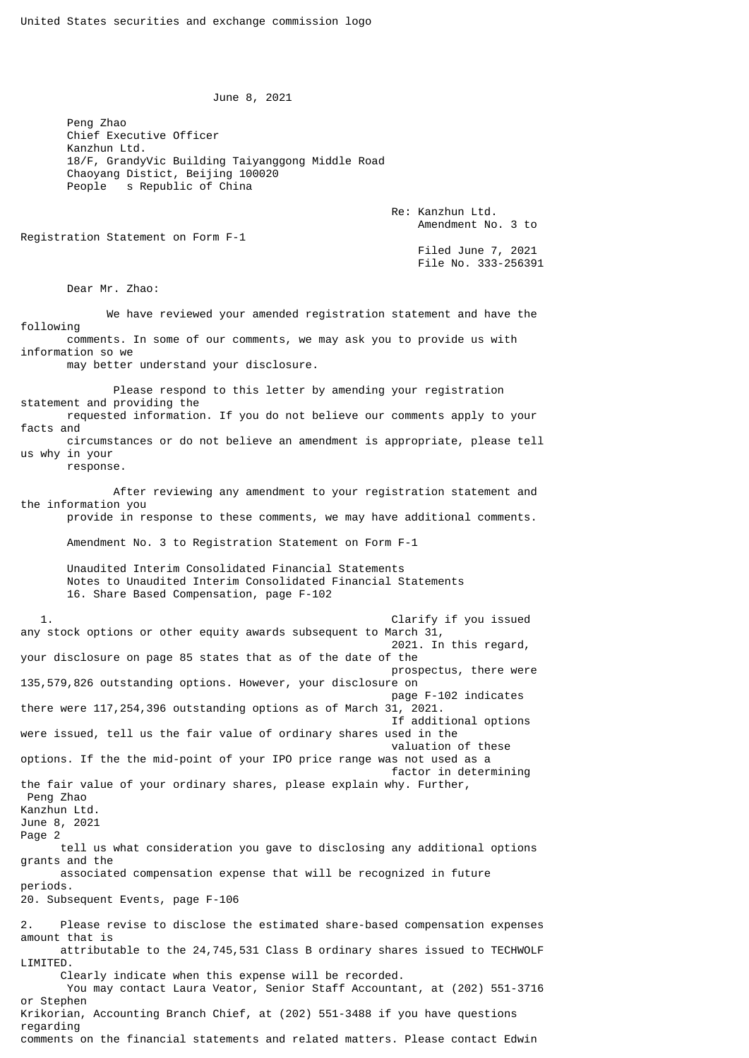United States securities and exchange commission logo

June 8, 2021

Peng Zhao
Chief Executive Officer
Kanzhun Ltd.
18/F, GrandyVic Building Taiyanggong Middle Road
Chaoyang Distict, Beijing 100020
People s Republic of China

Re: Kanzhun Ltd.
Amendment No. 3 to Registration Statement on Form F-1
Filed June 7, 2021
File No. 333-256391

Dear Mr. Zhao:

We have reviewed your amended registration statement and have the following comments. In some of our comments, we may ask you to provide us with information so we may better understand your disclosure.

Please respond to this letter by amending your registration statement and providing the requested information. If you do not believe our comments apply to your facts and circumstances or do not believe an amendment is appropriate, please tell us why in your response.

After reviewing any amendment to your registration statement and the information you provide in response to these comments, we may have additional comments.

Amendment No. 3 to Registration Statement on Form F-1

Unaudited Interim Consolidated Financial Statements
Notes to Unaudited Interim Consolidated Financial Statements
16. Share Based Compensation, page F-102

1. Clarify if you issued any stock options or other equity awards subsequent to March 31, 2021. In this regard, your disclosure on page 85 states that as of the date of the prospectus, there were 135,579,826 outstanding options. However, your disclosure on page F-102 indicates there were 117,254,396 outstanding options as of March 31, 2021. If additional options were issued, tell us the fair value of ordinary shares used in the valuation of these options. If the the mid-point of your IPO price range was not used as a factor in determining the fair value of your ordinary shares, please explain why. Further, tell us what consideration you gave to disclosing any additional options grants and the associated compensation expense that will be recognized in future periods.

20. Subsequent Events, page F-106

2. Please revise to disclose the estimated share-based compensation expenses amount that is attributable to the 24,745,531 Class B ordinary shares issued to TECHWOLF LIMITED. Clearly indicate when this expense will be recorded.

You may contact Laura Veator, Senior Staff Accountant, at (202) 551-3716 or Stephen Krikorian, Accounting Branch Chief, at (202) 551-3488 if you have questions regarding comments on the financial statements and related matters. Please contact Edwin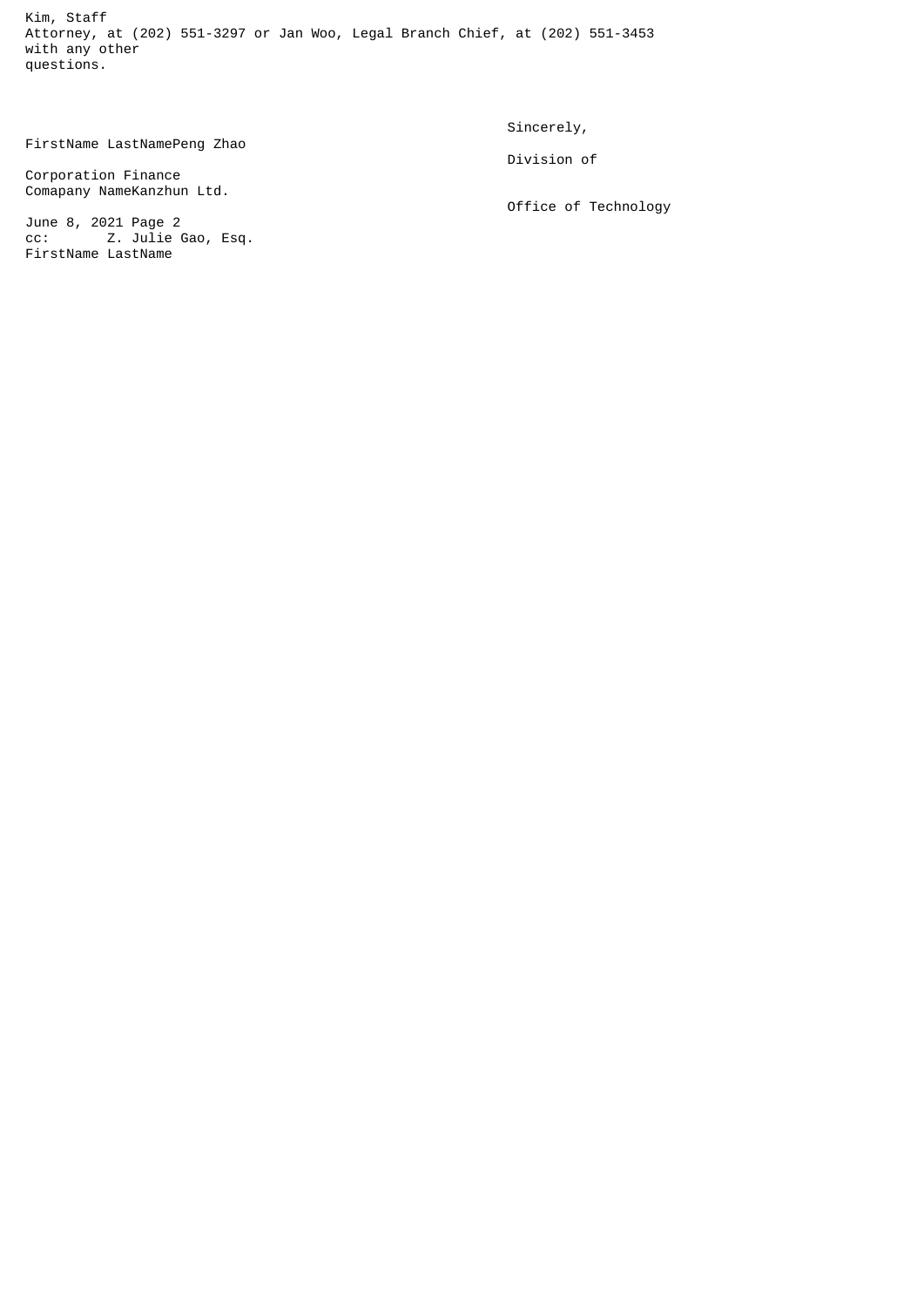Kim, Staff Attorney, at (202) 551-3297 or Jan Woo, Legal Branch Chief, at (202) 551-3453 with any other questions.

Sincerely,

Division of Corporation Finance

Office of Technology

cc: Z. Julie Gao, Esq.